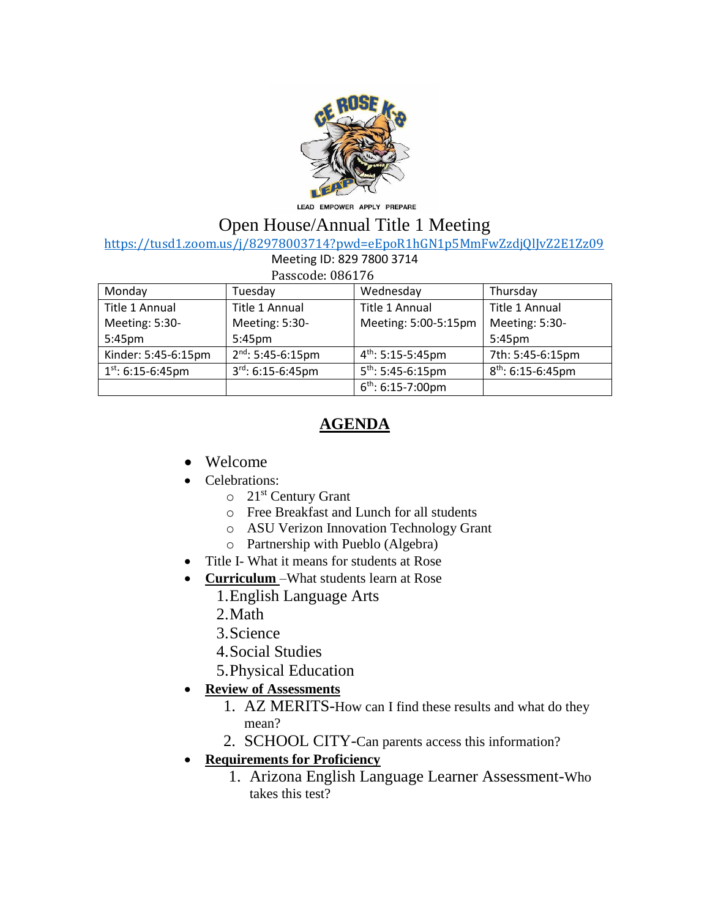LEAD EMPOWER APPLY PREPARE

# Open House/Annual Title 1 Meeting

https://tusd1.zoom.us/j/82978003714?pwd=eEpoR1hGN1p5MmFwZzdjQlJvZ2E1Zz09

Meeting ID: 829 7800 3714

Passcode: 086176

| Monday | Tuesday | Wednesday | Thursday |
|---|---|---|---|
| Title 1 Annual Meeting: 5:30-5:45pm | Title 1 Annual Meeting: 5:30-5:45pm | Title 1 Annual Meeting: 5:00-5:15pm | Title 1 Annual Meeting: 5:30-5:45pm |
| Kinder: 5:45-6:15pm | 2nd: 5:45-6:15pm | 4th: 5:15-5:45pm | 7th: 5:45-6:15pm |
| 1st: 6:15-6:45pm | 3rd: 6:15-6:45pm | 5th: 5:45-6:15pm | 8th: 6:15-6:45pm |
| | | 6th: 6:15-7:00pm | |

## AGENDA

- Welcome
- Celebrations:
  - 21st Century Grant
  - Free Breakfast and Lunch for all students
  - ASU Verizon Innovation Technology Grant
  - Partnership with Pueblo (Algebra)
- Title I- What it means for students at Rose
- **Curriculum** –What students learn at Rose
  1. English Language Arts
  2. Math
  3. Science
  4. Social Studies
  5. Physical Education
- **Review of Assessments**
  1. AZ MERITS-How can I find these results and what do they mean?
  2. SCHOOL CITY-Can parents access this information?
- **Requirements for Proficiency**
  1. Arizona English Language Learner Assessment-Who takes this test?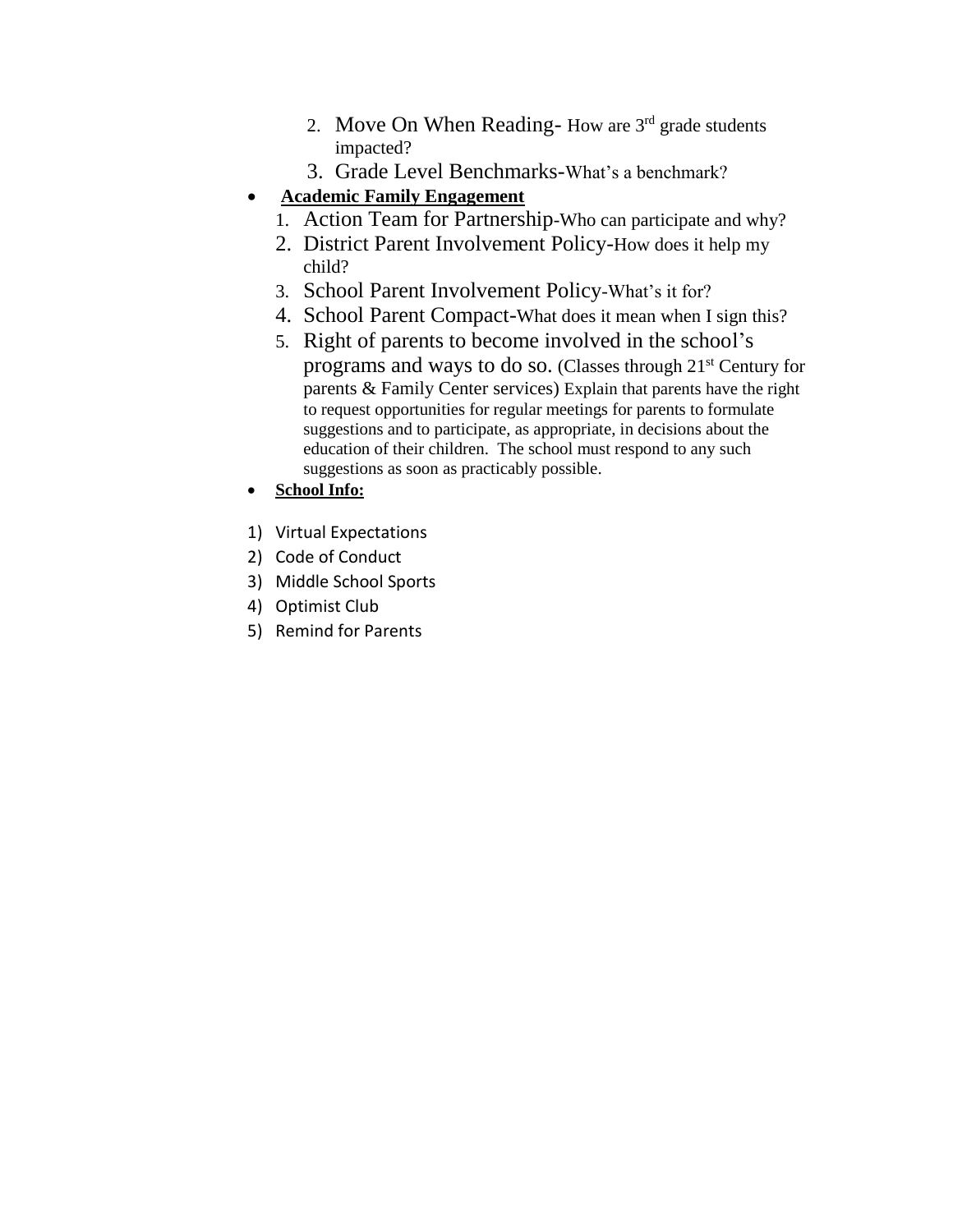2. Move On When Reading- How are 3rd grade students impacted?
3. Grade Level Benchmarks-What's a benchmark?

- **Academic Family Engagement**
  1. Action Team for Partnership-Who can participate and why?
  2. District Parent Involvement Policy-How does it help my child?
  3. School Parent Involvement Policy-What's it for?
  4. School Parent Compact-What does it mean when I sign this?
  5. Right of parents to become involved in the school's programs and ways to do so. (Classes through 21st Century for parents & Family Center services) Explain that parents have the right to request opportunities for regular meetings for parents to formulate suggestions and to participate, as appropriate, in decisions about the education of their children. The school must respond to any such suggestions as soon as practicably possible.
- **School Info:**

1) Virtual Expectations
2) Code of Conduct
3) Middle School Sports
4) Optimist Club
5) Remind for Parents